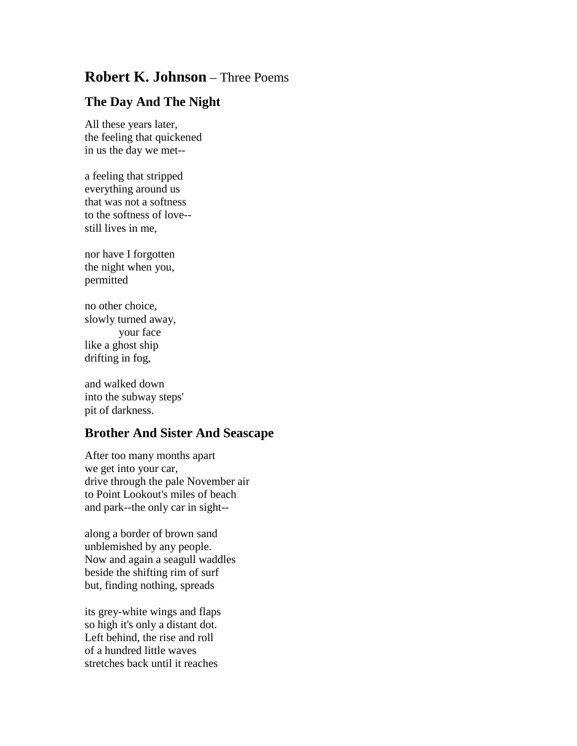# **Robert K. Johnson** – Three Poems

## The Day And The Night

All these years later,  
the feeling that quickened  
in us the day we met--

a feeling that stripped  
everything around us  
that was not a softness  
to the softness of love--  
still lives in me,

nor have I forgotten  
the night when you,  
permitted

no other choice,  
slowly turned away,  
&nbsp;&nbsp;&nbsp;&nbsp;&nbsp;&nbsp;&nbsp;&nbsp;&nbsp;&nbsp;your face  
like a ghost ship  
drifting in fog,

and walked down  
into the subway steps'  
pit of darkness.

## Brother And Sister And Seascape

After too many months apart  
we get into your car,  
drive through the pale November air  
to Point Lookout's miles of beach  
and park--the only car in sight--

along a border of brown sand  
unblemished by any people.  
Now and again a seagull waddles  
beside the shifting rim of surf  
but, finding nothing, spreads

its grey-white wings and flaps  
so high it's only a distant dot.  
Left behind, the rise and roll  
of a hundred little waves  
stretches back until it reaches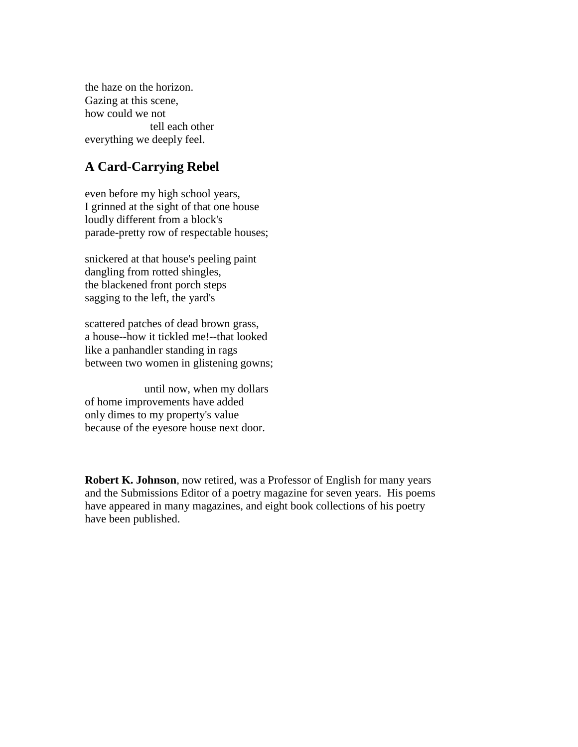the haze on the horizon.
Gazing at this scene,
how could we not
                    tell each other
everything we deeply feel.

## A Card-Carrying Rebel

even before my high school years,
I grinned at the sight of that one house
loudly different from a block's
parade-pretty row of respectable houses;

snickered at that house's peeling paint
dangling from rotted shingles,
the blackened front porch steps
sagging to the left, the yard's

scattered patches of dead brown grass,
a house--how it tickled me!--that looked
like a panhandler standing in rags
between two women in glistening gowns;

                    until now, when my dollars
of home improvements have added
only dimes to my property's value
because of the eyesore house next door.

**Robert K. Johnson**, now retired, was a Professor of English for many years and the Submissions Editor of a poetry magazine for seven years. His poems have appeared in many magazines, and eight book collections of his poetry have been published.